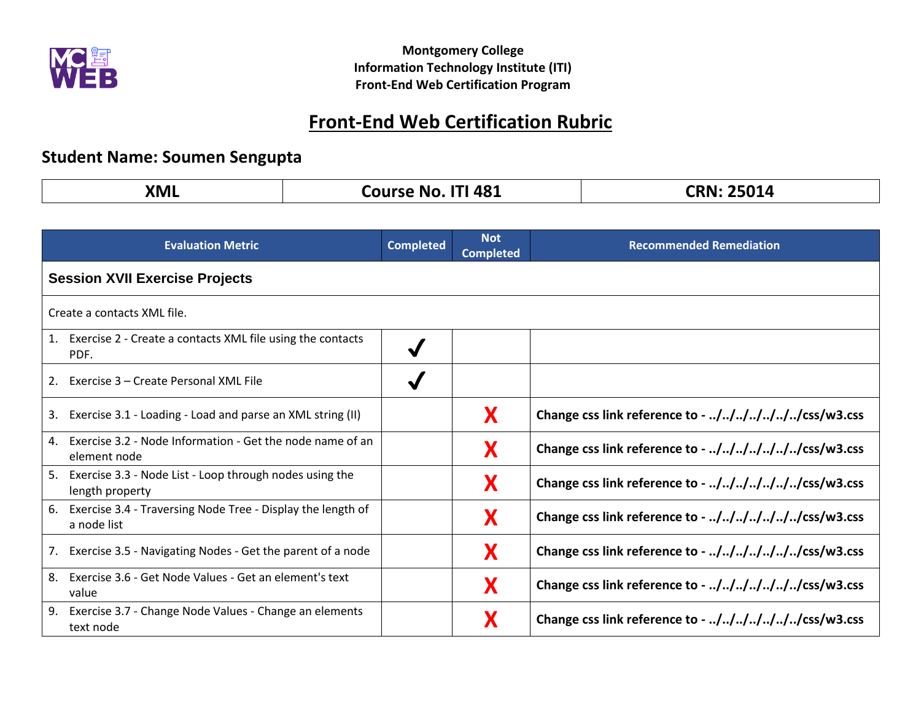**Montgomery College**
**Information Technology Institute (ITI)**
**Front-End Web Certification Program**

# Front-End Web Certification Rubric

## Student Name: Soumen Sengupta

| XML | Course No. ITI 481 | CRN: 25014 |
|---|---|---|

| Evaluation Metric | Completed | Not Completed | Recommended Remediation |
|---|---|---|---|
| **Session XVII Exercise Projects** | | | |
| Create a contacts XML file. | | | |
| 1. Exercise 2 - Create a contacts XML file using the contacts PDF. | ✔ | | |
| 2. Exercise 3 – Create Personal XML File | ✔ | | |
| 3. Exercise 3.1 - Loading - Load and parse an XML string (II) | | X | **Change css link reference to - ../../../../../../../css/w3.css** |
| 4. Exercise 3.2 - Node Information - Get the node name of an element node | | X | **Change css link reference to - ../../../../../../../css/w3.css** |
| 5. Exercise 3.3 - Node List - Loop through nodes using the length property | | X | **Change css link reference to - ../../../../../../../css/w3.css** |
| 6. Exercise 3.4 - Traversing Node Tree - Display the length of a node list | | X | **Change css link reference to - ../../../../../../../css/w3.css** |
| 7. Exercise 3.5 - Navigating Nodes - Get the parent of a node | | X | **Change css link reference to - ../../../../../../../css/w3.css** |
| 8. Exercise 3.6 - Get Node Values - Get an element's text value | | X | **Change css link reference to - ../../../../../../../css/w3.css** |
| 9. Exercise 3.7 - Change Node Values - Change an elements text node | | X | **Change css link reference to - ../../../../../../../css/w3.css** |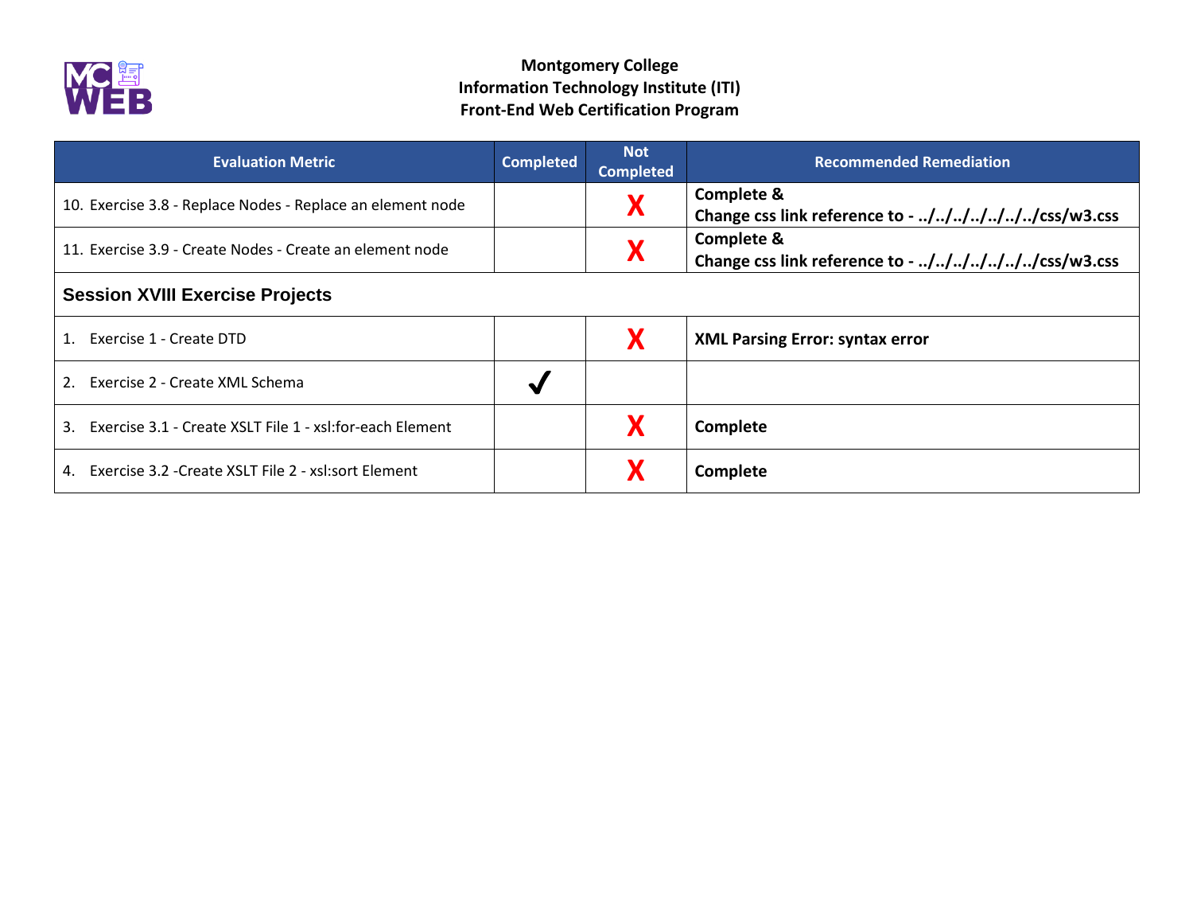**Montgomery College**
**Information Technology Institute (ITI)**
**Front-End Web Certification Program**

| Evaluation Metric | Completed | Not Completed | Recommended Remediation |
|---|---|---|---|
| 10. Exercise 3.8 - Replace Nodes - Replace an element node | | X | **Complete &**<br>**Change css link reference to - ../../../../../../../css/w3.css** |
| 11. Exercise 3.9 - Create Nodes - Create an element node | | X | **Complete &**<br>**Change css link reference to - ../../../../../../../css/w3.css** |
| **Session XVIII Exercise Projects** | | | |
| 1. Exercise 1 - Create DTD | | X | **XML Parsing Error: syntax error** |
| 2. Exercise 2 - Create XML Schema | ✓ | | |
| 3. Exercise 3.1 - Create XSLT File 1 - xsl:for-each Element | | X | **Complete** |
| 4. Exercise 3.2 -Create XSLT File 2 - xsl:sort Element | | X | **Complete** |